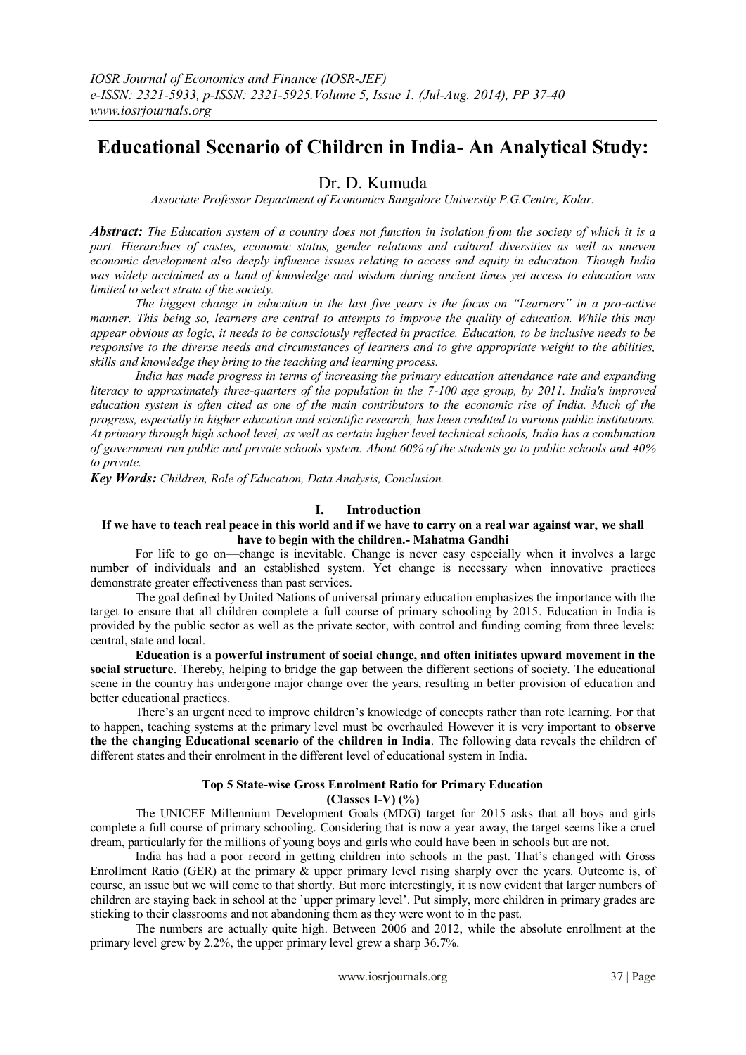IOSR Journal of Economics and Finance (IOSR-JEF)
e-ISSN: 2321-5933, p-ISSN: 2321-5925.Volume 5, Issue 1. (Jul-Aug. 2014), PP 37-40
www.iosrjournals.org

# Educational Scenario of Children in India- An Analytical Study:

Dr. D. Kumuda

*Associate Professor Department of Economics Bangalore University P.G.Centre, Kolar.*

***Abstract:*** *The Education system of a country does not function in isolation from the society of which it is a part. Hierarchies of castes, economic status, gender relations and cultural diversities as well as uneven economic development also deeply influence issues relating to access and equity in education. Though India was widely acclaimed as a land of knowledge and wisdom during ancient times yet access to education was limited to select strata of the society.*

*The biggest change in education in the last five years is the focus on "Learners" in a pro-active manner. This being so, learners are central to attempts to improve the quality of education. While this may appear obvious as logic, it needs to be consciously reflected in practice. Education, to be inclusive needs to be responsive to the diverse needs and circumstances of learners and to give appropriate weight to the abilities, skills and knowledge they bring to the teaching and learning process.*

*India has made progress in terms of increasing the primary education attendance rate and expanding literacy to approximately three-quarters of the population in the 7-100 age group, by 2011. India's improved education system is often cited as one of the main contributors to the economic rise of India. Much of the progress, especially in higher education and scientific research, has been credited to various public institutions. At primary through high school level, as well as certain higher level technical schools, India has a combination of government run public and private schools system. About 60% of the students go to public schools and 40% to private.*

***Key Words:*** *Children, Role of Education, Data Analysis, Conclusion.*

## I. Introduction

**If we have to teach real peace in this world and if we have to carry on a real war against war, we shall have to begin with the children.- Mahatma Gandhi**

For life to go on—change is inevitable. Change is never easy especially when it involves a large number of individuals and an established system. Yet change is necessary when innovative practices demonstrate greater effectiveness than past services.

The goal defined by United Nations of universal primary education emphasizes the importance with the target to ensure that all children complete a full course of primary schooling by 2015. Education in India is provided by the public sector as well as the private sector, with control and funding coming from three levels: central, state and local.

**Education is a powerful instrument of social change, and often initiates upward movement in the social structure**. Thereby, helping to bridge the gap between the different sections of society. The educational scene in the country has undergone major change over the years, resulting in better provision of education and better educational practices.

There's an urgent need to improve children's knowledge of concepts rather than rote learning. For that to happen, teaching systems at the primary level must be overhauled However it is very important to **observe the the changing Educational scenario of the children in India**. The following data reveals the children of different states and their enrolment in the different level of educational system in India.

### Top 5 State-wise Gross Enrolment Ratio for Primary Education (Classes I-V) (%)

The UNICEF Millennium Development Goals (MDG) target for 2015 asks that all boys and girls complete a full course of primary schooling. Considering that is now a year away, the target seems like a cruel dream, particularly for the millions of young boys and girls who could have been in schools but are not.

India has had a poor record in getting children into schools in the past. That's changed with Gross Enrollment Ratio (GER) at the primary & upper primary level rising sharply over the years. Outcome is, of course, an issue but we will come to that shortly. But more interestingly, it is now evident that larger numbers of children are staying back in school at the `upper primary level'. Put simply, more children in primary grades are sticking to their classrooms and not abandoning them as they were wont to in the past.

The numbers are actually quite high. Between 2006 and 2012, while the absolute enrollment at the primary level grew by 2.2%, the upper primary level grew a sharp 36.7%.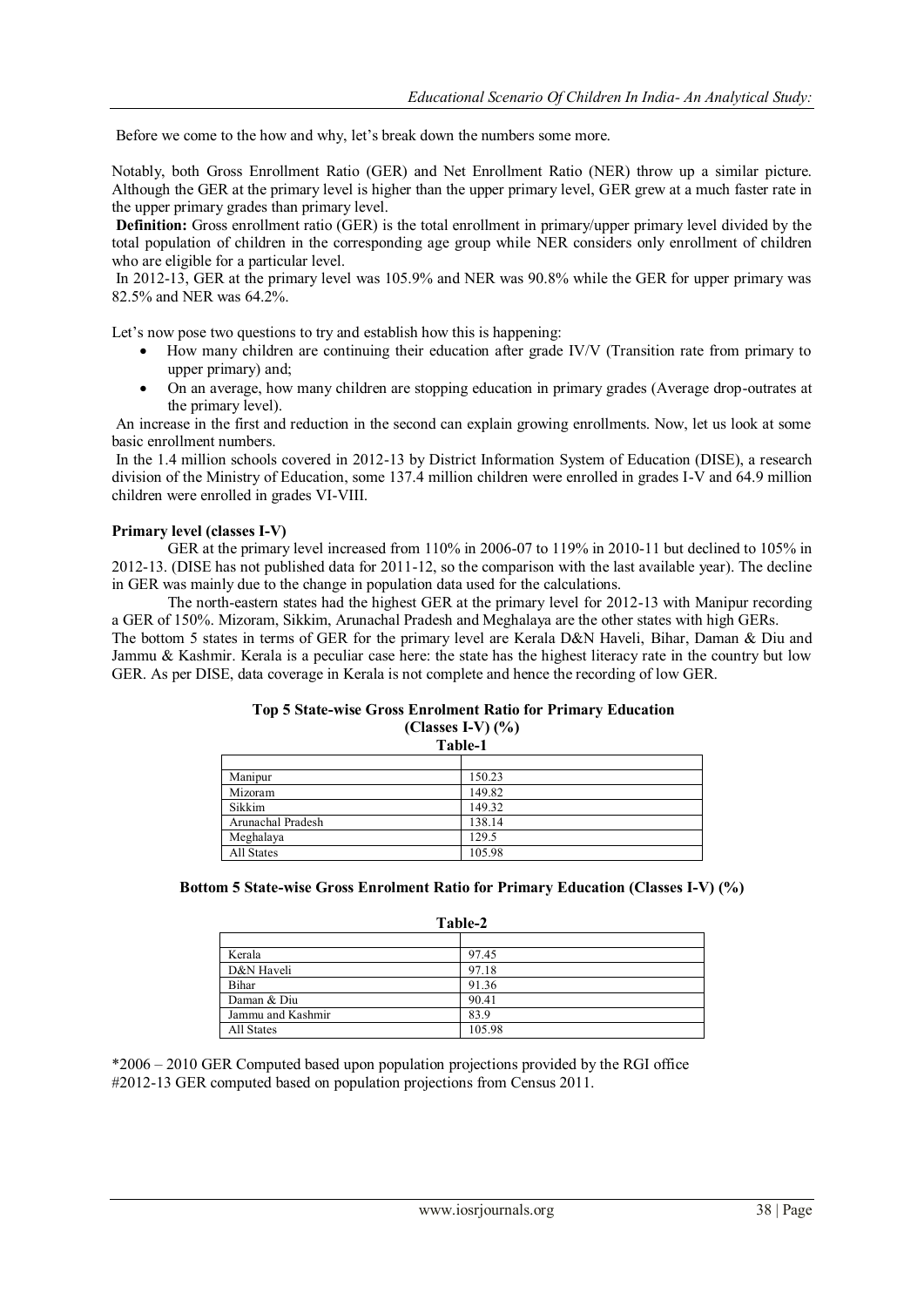Before we come to the how and why, let's break down the numbers some more.

Notably, both Gross Enrollment Ratio (GER) and Net Enrollment Ratio (NER) throw up a similar picture. Although the GER at the primary level is higher than the upper primary level, GER grew at a much faster rate in the upper primary grades than primary level.

**Definition:** Gross enrollment ratio (GER) is the total enrollment in primary/upper primary level divided by the total population of children in the corresponding age group while NER considers only enrollment of children who are eligible for a particular level.

In 2012-13, GER at the primary level was 105.9% and NER was 90.8% while the GER for upper primary was 82.5% and NER was 64.2%.

Let's now pose two questions to try and establish how this is happening:

- How many children are continuing their education after grade IV/V (Transition rate from primary to upper primary) and;
- On an average, how many children are stopping education in primary grades (Average drop-outrates at the primary level).

An increase in the first and reduction in the second can explain growing enrollments. Now, let us look at some basic enrollment numbers.

In the 1.4 million schools covered in 2012-13 by District Information System of Education (DISE), a research division of the Ministry of Education, some 137.4 million children were enrolled in grades I-V and 64.9 million children were enrolled in grades VI-VIII.

**Primary level (classes I-V)**

GER at the primary level increased from 110% in 2006-07 to 119% in 2010-11 but declined to 105% in 2012-13. (DISE has not published data for 2011-12, so the comparison with the last available year). The decline in GER was mainly due to the change in population data used for the calculations.

The north-eastern states had the highest GER at the primary level for 2012-13 with Manipur recording a GER of 150%. Mizoram, Sikkim, Arunachal Pradesh and Meghalaya are the other states with high GERs.

The bottom 5 states in terms of GER for the primary level are Kerala D&N Haveli, Bihar, Daman & Diu and Jammu & Kashmir. Kerala is a peculiar case here: the state has the highest literacy rate in the country but low GER. As per DISE, data coverage in Kerala is not complete and hence the recording of low GER.

**Top 5 State-wise Gross Enrolment Ratio for Primary Education (Classes I-V) (%)**

**Table-1**

| | |
|---|---|
| Manipur | 150.23 |
| Mizoram | 149.82 |
| Sikkim | 149.32 |
| Arunachal Pradesh | 138.14 |
| Meghalaya | 129.5 |
| All States | 105.98 |

**Bottom 5 State-wise Gross Enrolment Ratio for Primary Education (Classes I-V) (%)**

**Table-2**

| | |
|---|---|
| Kerala | 97.45 |
| D&N Haveli | 97.18 |
| Bihar | 91.36 |
| Daman & Diu | 90.41 |
| Jammu and Kashmir | 83.9 |
| All States | 105.98 |

*2006 – 2010 GER Computed based upon population projections provided by the RGI office

#2012-13 GER computed based on population projections from Census 2011.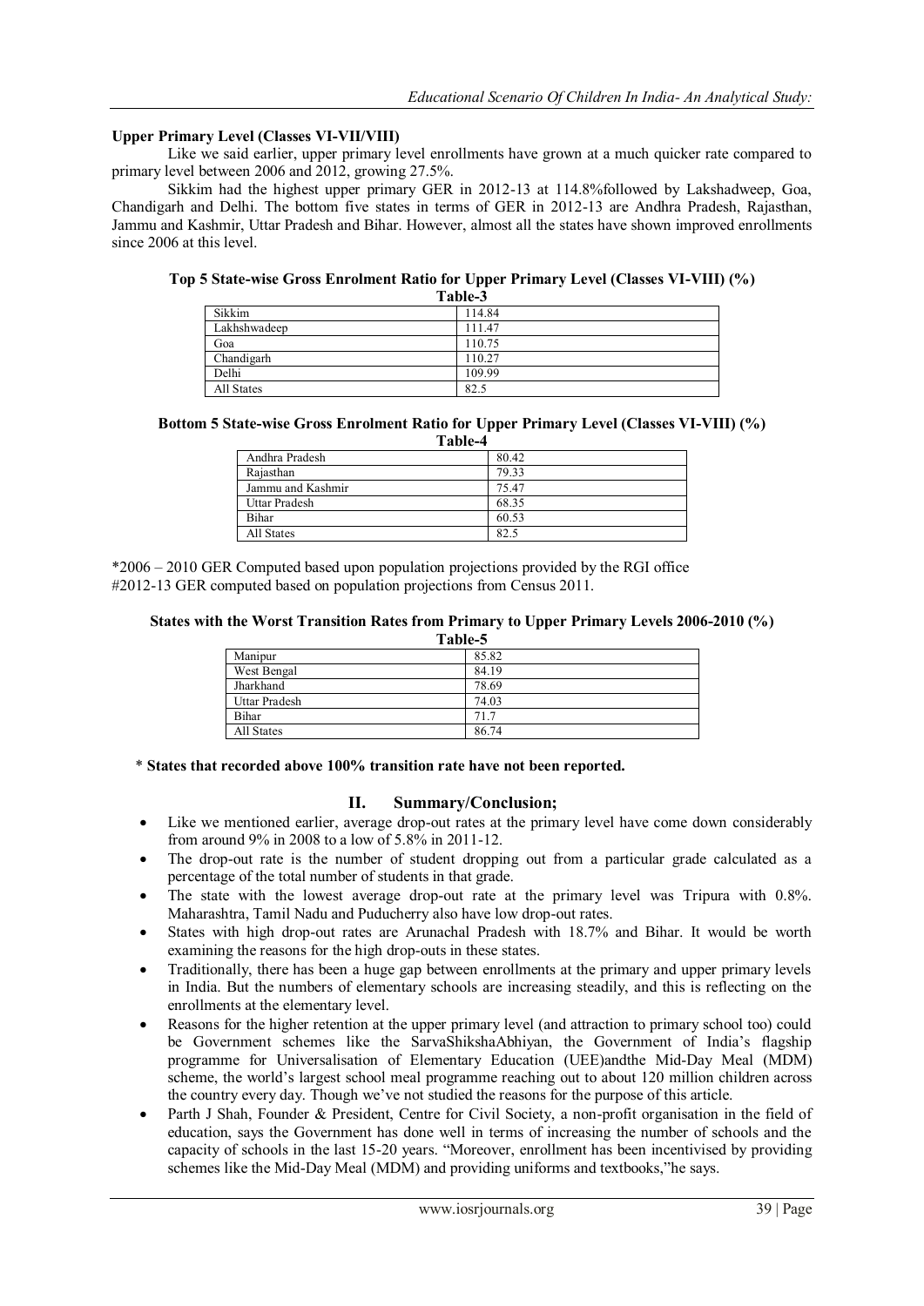**Upper Primary Level (Classes VI-VII/VIII)**

Like we said earlier, upper primary level enrollments have grown at a much quicker rate compared to primary level between 2006 and 2012, growing 27.5%.

Sikkim had the highest upper primary GER in 2012-13 at 114.8%followed by Lakshadweep, Goa, Chandigarh and Delhi. The bottom five states in terms of GER in 2012-13 are Andhra Pradesh, Rajasthan, Jammu and Kashmir, Uttar Pradesh and Bihar. However, almost all the states have shown improved enrollments since 2006 at this level.

**Top 5 State-wise Gross Enrolment Ratio for Upper Primary Level (Classes VI-VIII) (%)**

**Table-3**

| | |
|---|---|
| Sikkim | 114.84 |
| Lakhshwadeep | 111.47 |
| Goa | 110.75 |
| Chandigarh | 110.27 |
| Delhi | 109.99 |
| All States | 82.5 |

**Bottom 5 State-wise Gross Enrolment Ratio for Upper Primary Level (Classes VI-VIII) (%)**

**Table-4**

| | |
|---|---|
| Andhra Pradesh | 80.42 |
| Rajasthan | 79.33 |
| Jammu and Kashmir | 75.47 |
| Uttar Pradesh | 68.35 |
| Bihar | 60.53 |
| All States | 82.5 |

*2006 – 2010 GER Computed based upon population projections provided by the RGI office
#2012-13 GER computed based on population projections from Census 2011.

**States with the Worst Transition Rates from Primary to Upper Primary Levels 2006-2010 (%)**

**Table-5**

| | |
|---|---|
| Manipur | 85.82 |
| West Bengal | 84.19 |
| Jharkhand | 78.69 |
| Uttar Pradesh | 74.03 |
| Bihar | 71.7 |
| All States | 86.74 |

\* **States that recorded above 100% transition rate have not been reported.**

## II. Summary/Conclusion;

- Like we mentioned earlier, average drop-out rates at the primary level have come down considerably from around 9% in 2008 to a low of 5.8% in 2011-12.
- The drop-out rate is the number of student dropping out from a particular grade calculated as a percentage of the total number of students in that grade.
- The state with the lowest average drop-out rate at the primary level was Tripura with 0.8%. Maharashtra, Tamil Nadu and Puducherry also have low drop-out rates.
- States with high drop-out rates are Arunachal Pradesh with 18.7% and Bihar. It would be worth examining the reasons for the high drop-outs in these states.
- Traditionally, there has been a huge gap between enrollments at the primary and upper primary levels in India. But the numbers of elementary schools are increasing steadily, and this is reflecting on the enrollments at the elementary level.
- Reasons for the higher retention at the upper primary level (and attraction to primary school too) could be Government schemes like the SarvaShikshaAbhiyan, the Government of India's flagship programme for Universalisation of Elementary Education (UEE)andthe Mid-Day Meal (MDM) scheme, the world's largest school meal programme reaching out to about 120 million children across the country every day. Though we've not studied the reasons for the purpose of this article.
- Parth J Shah, Founder & President, Centre for Civil Society, a non-profit organisation in the field of education, says the Government has done well in terms of increasing the number of schools and the capacity of schools in the last 15-20 years. "Moreover, enrollment has been incentivised by providing schemes like the Mid-Day Meal (MDM) and providing uniforms and textbooks,"he says.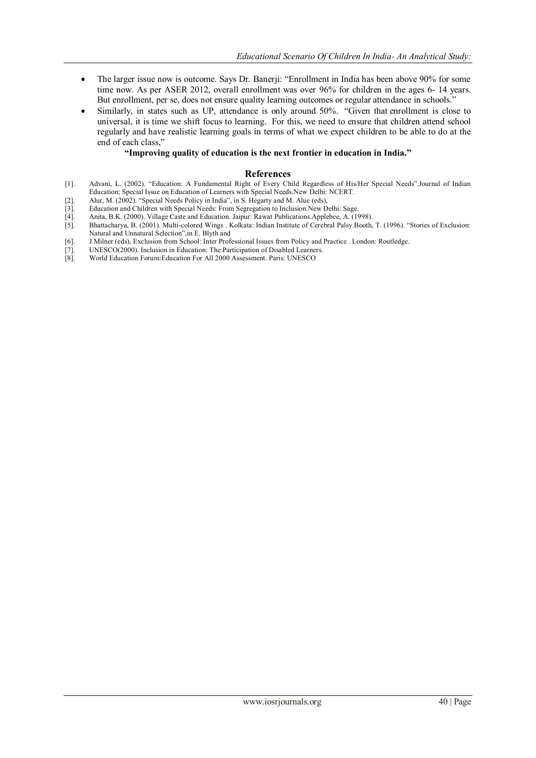- The larger issue now is outcome. Says Dr. Banerji: "Enrollment in India has been above 90% for some time now. As per ASER 2012, overall enrollment was over 96% for children in the ages 6- 14 years. But enrollment, per se, does not ensure quality learning outcomes or regular attendance in schools."
- Similarly, in states such as UP, attendance is only around 50%. "Given that enrollment is close to universal, it is time we shift focus to learning. For this, we need to ensure that children attend school regularly and have realistic learning goals in terms of what we expect children to be able to do at the end of each class,"

**"Improving quality of education is the next frontier in education in India."**

## References

[1]. Advani, L. (2002). "Education: A Fundamental Right of Every Child Regardless of His/Her Special Needs".Journal of Indian Education; Special Issue on Education of Learners with Special Needs.New Delhi: NCERT.

[2]. Alur, M. (2002). "Special Needs Policy in India", in S. Hegarty and M. Alue (eds),

[3]. Education and Children with Special Needs: From Segregation to Inclusion.New Delhi: Sage.

[4]. Anita, B.K. (2000). Village Caste and Education. Jaipur: Rawat Publications.Applebee, A. (1998).

[5]. Bhattacharya, B. (2001). Multi-colored Wings . Kolkata: Indian Institute of Cerebral Palsy.Booth, T. (1996). "Stories of Exclusion: Natural and Unnatural Selection",in E. Blyth and

[6]. J.Milner (eds), Exclusion from School: Inter Professional Issues from Policy and Practice . London: Routledge.

[7]. UNESCO(2000). Inclusion in Education: The Participation of Disabled Learners.

[8]. World Education Forum:Education For All 2000 Assessment. Paris: UNESCO